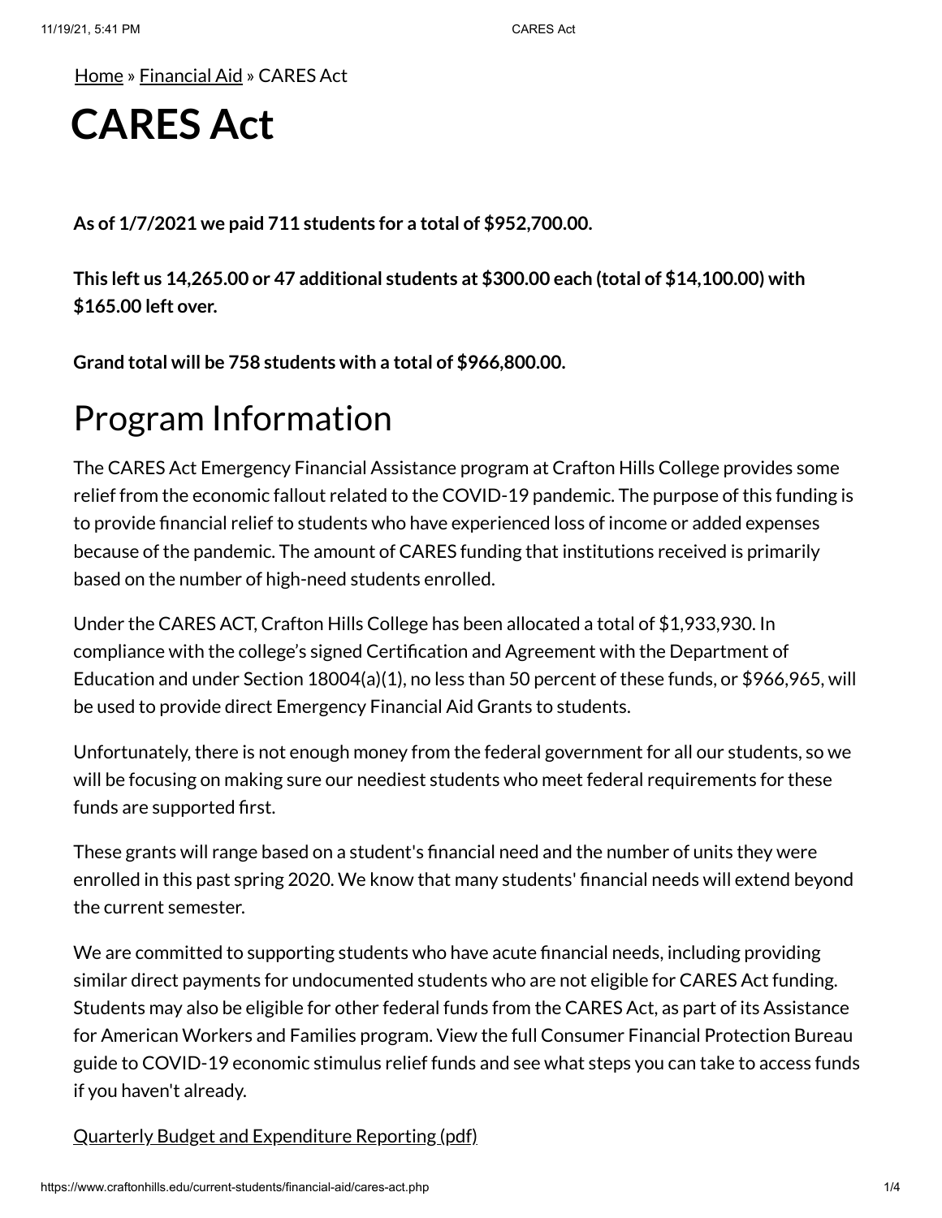[Home](#) » [Financial Aid](#) » CARES Act

# CARES Act

**As of 1/7/2021 we paid 711 students for a total of $952,700.00.**

**This left us 14,265.00 or 47 additional students at $300.00 each (total of $14,100.00) with $165.00 left over.**

**Grand total will be 758 students with a total of $966,800.00.**

## Program Information

The CARES Act Emergency Financial Assistance program at Crafton Hills College provides some relief from the economic fallout related to the COVID-19 pandemic. The purpose of this funding is to provide financial relief to students who have experienced loss of income or added expenses because of the pandemic. The amount of CARES funding that institutions received is primarily based on the number of high-need students enrolled.

Under the CARES ACT, Crafton Hills College has been allocated a total of $1,933,930. In compliance with the college's signed Certification and Agreement with the Department of Education and under Section 18004(a)(1), no less than 50 percent of these funds, or $966,965, will be used to provide direct Emergency Financial Aid Grants to students.

Unfortunately, there is not enough money from the federal government for all our students, so we will be focusing on making sure our neediest students who meet federal requirements for these funds are supported first.

These grants will range based on a student's financial need and the number of units they were enrolled in this past spring 2020. We know that many students' financial needs will extend beyond the current semester.

We are committed to supporting students who have acute financial needs, including providing similar direct payments for undocumented students who are not eligible for CARES Act funding. Students may also be eligible for other federal funds from the CARES Act, as part of its Assistance for American Workers and Families program. View the full Consumer Financial Protection Bureau guide to COVID-19 economic stimulus relief funds and see what steps you can take to access funds if you haven't already.

[Quarterly Budget and Expenditure Reporting (pdf)](#)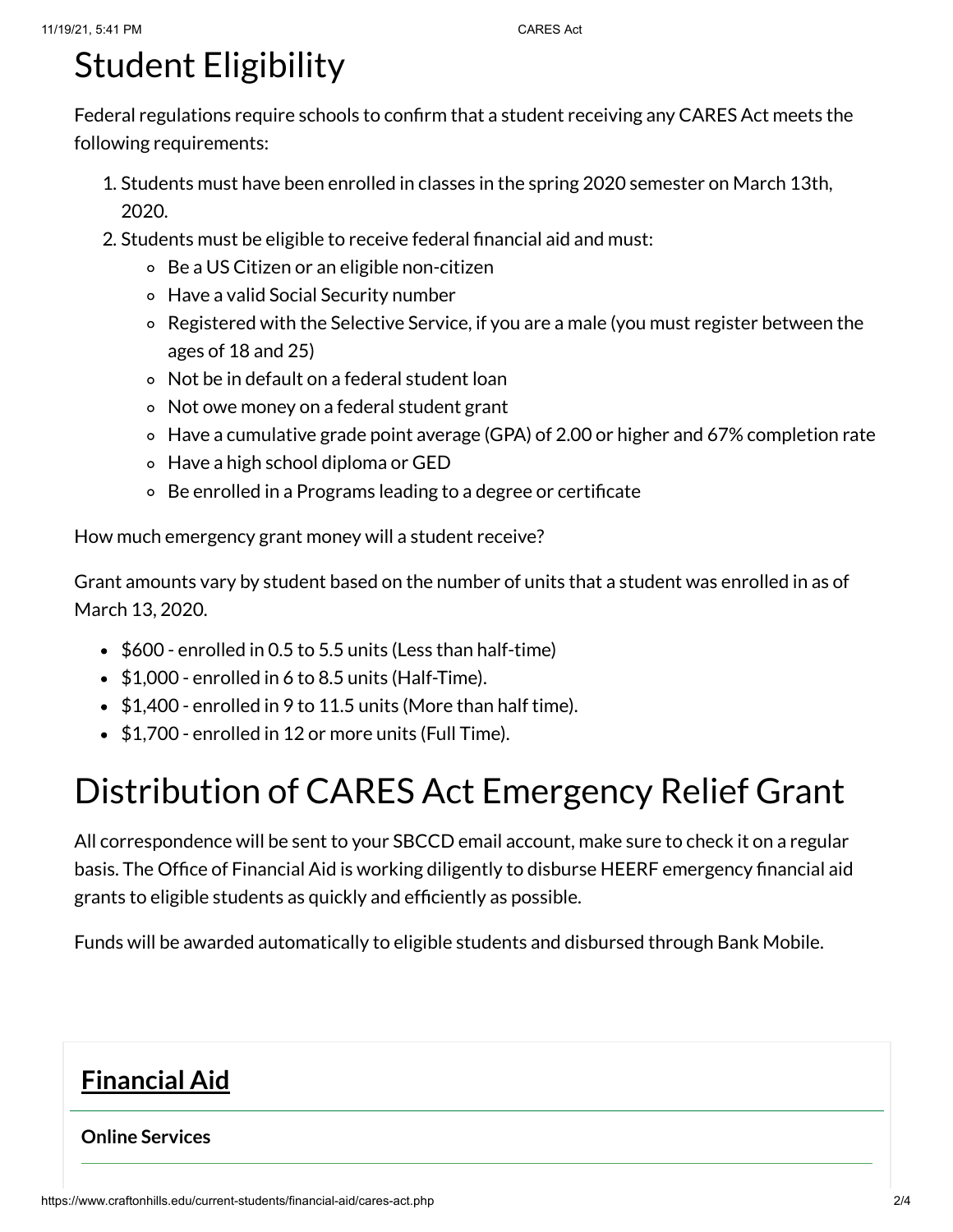# Student Eligibility

Federal regulations require schools to confirm that a student receiving any CARES Act meets the following requirements:

1. Students must have been enrolled in classes in the spring 2020 semester on March 13th, 2020.
2. Students must be eligible to receive federal financial aid and must:
   - Be a US Citizen or an eligible non-citizen
   - Have a valid Social Security number
   - Registered with the Selective Service, if you are a male (you must register between the ages of 18 and 25)
   - Not be in default on a federal student loan
   - Not owe money on a federal student grant
   - Have a cumulative grade point average (GPA) of 2.00 or higher and 67% completion rate
   - Have a high school diploma or GED
   - Be enrolled in a Programs leading to a degree or certificate

How much emergency grant money will a student receive?

Grant amounts vary by student based on the number of units that a student was enrolled in as of March 13, 2020.

- $600 - enrolled in 0.5 to 5.5 units (Less than half-time)
- $1,000 - enrolled in 6 to 8.5 units (Half-Time).
- $1,400 - enrolled in 9 to 11.5 units (More than half time).
- $1,700 - enrolled in 12 or more units (Full Time).

# Distribution of CARES Act Emergency Relief Grant

All correspondence will be sent to your SBCCD email account, make sure to check it on a regular basis. The Office of Financial Aid is working diligently to disburse HEERF emergency financial aid grants to eligible students as quickly and efficiently as possible.

Funds will be awarded automatically to eligible students and disbursed through Bank Mobile.

## Financial Aid

**Online Services**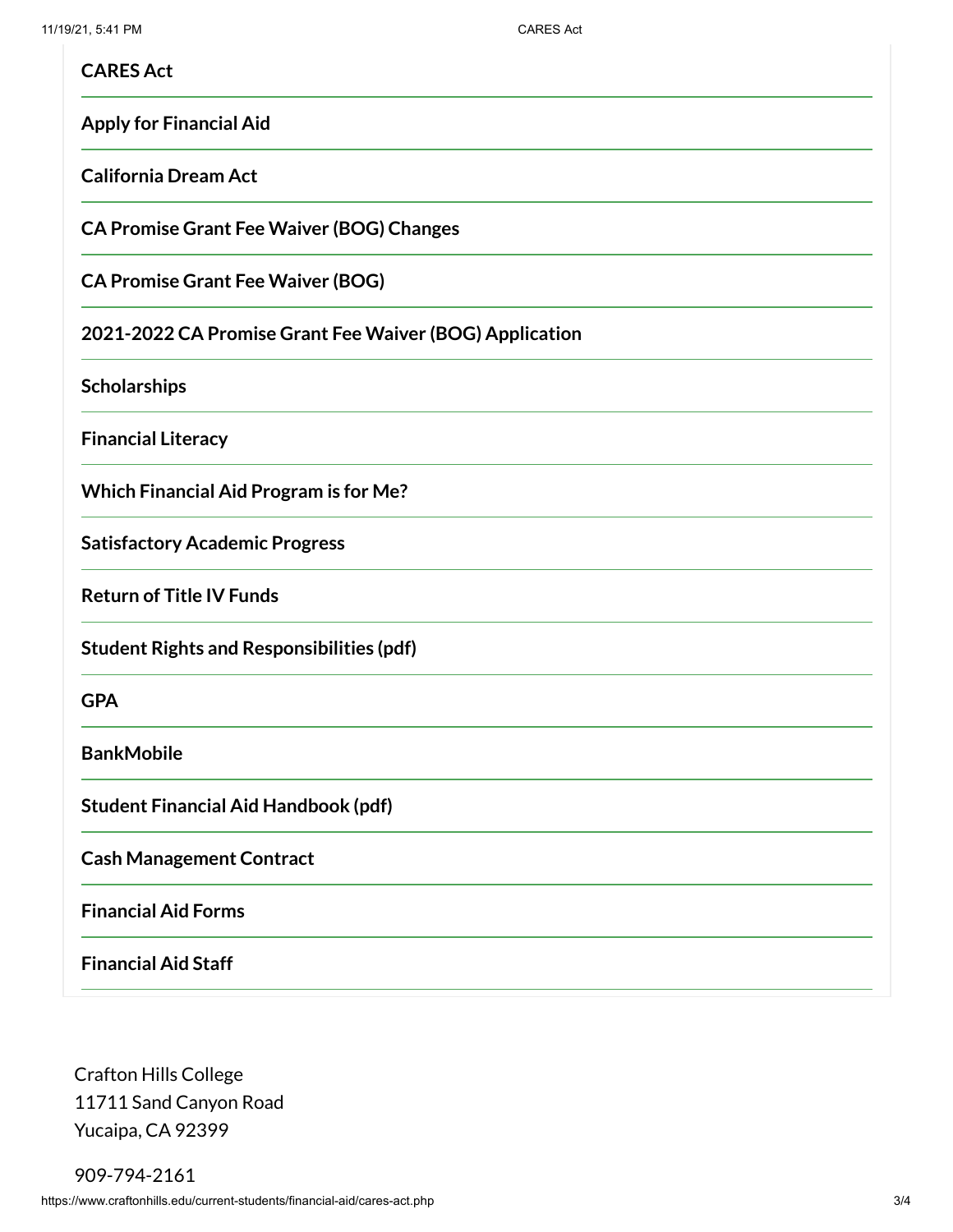**CARES Act**

**Apply for Financial Aid**

**California Dream Act**

**CA Promise Grant Fee Waiver (BOG) Changes**

**CA Promise Grant Fee Waiver (BOG)**

**2021-2022 CA Promise Grant Fee Waiver (BOG) Application**

**Scholarships**

**Financial Literacy**

**Which Financial Aid Program is for Me?**

**Satisfactory Academic Progress**

**Return of Title IV Funds**

**Student Rights and Responsibilities (pdf)**

**GPA**

**BankMobile**

**Student Financial Aid Handbook (pdf)**

**Cash Management Contract**

**Financial Aid Forms**

**Financial Aid Staff**

Crafton Hills College
11711 Sand Canyon Road
Yucaipa, CA 92399

909-794-2161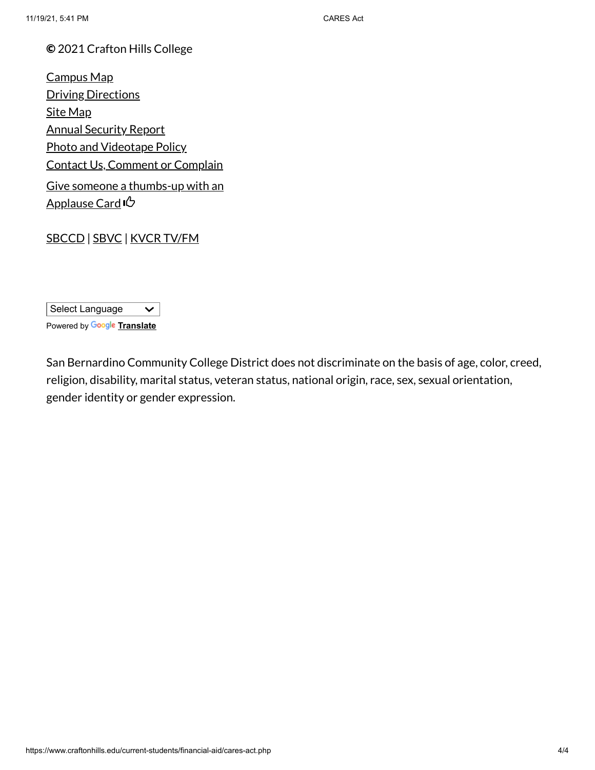© 2021 Crafton Hills College

Campus Map
Driving Directions
Site Map
Annual Security Report
Photo and Videotape Policy
Contact Us, Comment or Complain
Give someone a thumbs-up with an Applause Card

SBCCD | SBVC | KVCR TV/FM

Select Language
Powered by Google **Translate**

San Bernardino Community College District does not discriminate on the basis of age, color, creed, religion, disability, marital status, veteran status, national origin, race, sex, sexual orientation, gender identity or gender expression.